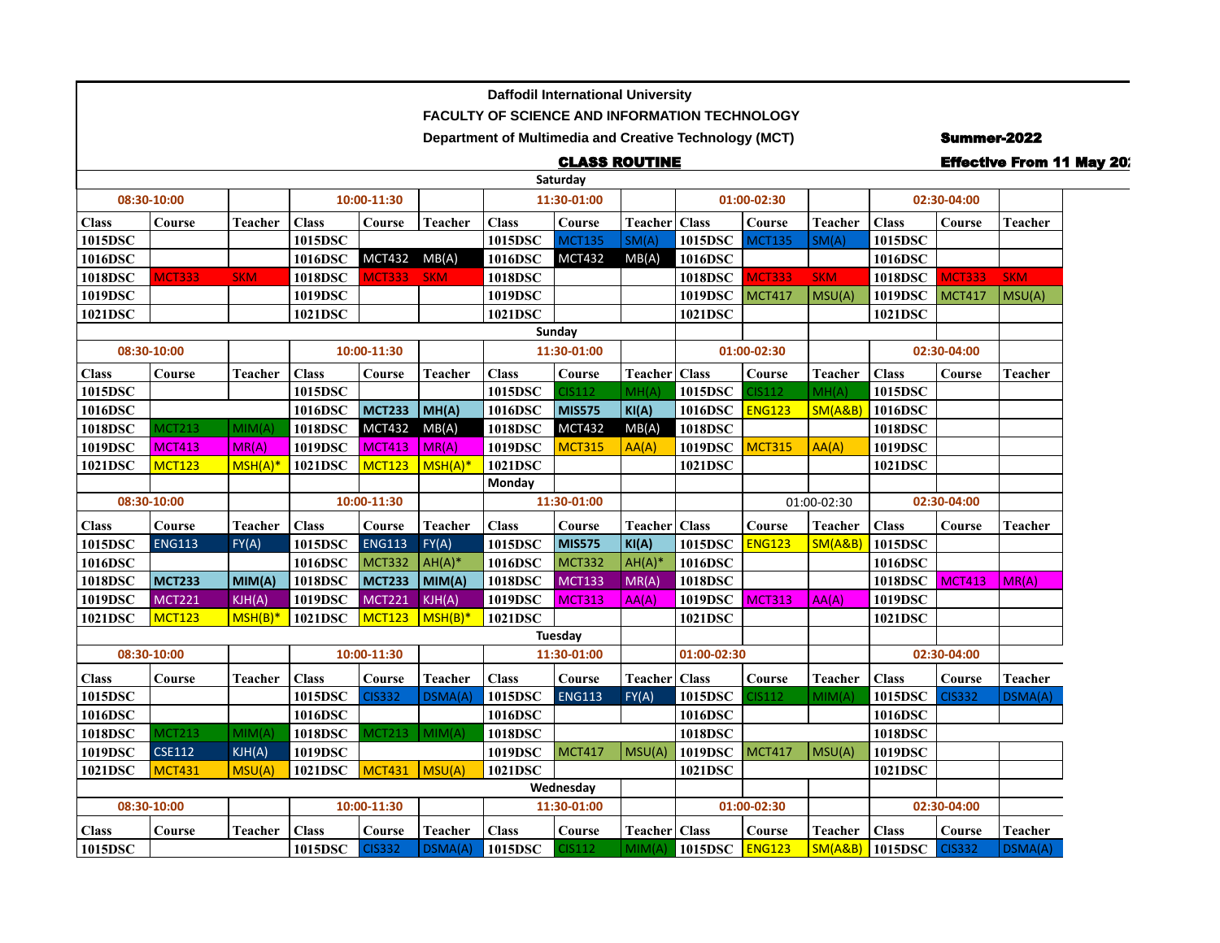# Daffodil International University

## FACULTY OF SCIENCE AND INFORMATION TECHNOLOGY

### Department of Multimedia and Creative Technology (MCT)

**Summer-2022**

**CLASS ROUTINE**

**Effective From 11 May 20**

**Saturday**

| 08:30-10:00 | | | 10:00-11:30 | | | 11:30-01:00 | | | 01:00-02:30 | | | 02:30-04:00 | | |
|---|---|---|---|---|---|---|---|---|---|---|---|---|---|---|
| Class | Course | Teacher | Class | Course | Teacher | Class | Course | Teacher | Class | Course | Teacher | Class | Course | Teacher |
| 1015DSC | | | 1015DSC | | | 1015DSC | MCT135 | SM(A) | 1015DSC | MCT135 | SM(A) | 1015DSC | | |
| 1016DSC | | | 1016DSC | MCT432 | MB(A) | 1016DSC | MCT432 | MB(A) | 1016DSC | | | 1016DSC | | |
| 1018DSC | MCT333 | SKM | 1018DSC | MCT333 | SKM | 1018DSC | | | 1018DSC | MCT333 | SKM | 1018DSC | MCT333 | SKM |
| 1019DSC | | | 1019DSC | | | 1019DSC | | | 1019DSC | MCT417 | MSU(A) | 1019DSC | MCT417 | MSU(A) |
| 1021DSC | | | 1021DSC | | | 1021DSC | | | 1021DSC | | | 1021DSC | | |

**Sunday**

| 08:30-10:00 | | | 10:00-11:30 | | | 11:30-01:00 | | | 01:00-02:30 | | | 02:30-04:00 | | |
|---|---|---|---|---|---|---|---|---|---|---|---|---|---|---|
| Class | Course | Teacher | Class | Course | Teacher | Class | Course | Teacher | Class | Course | Teacher | Class | Course | Teacher |
| 1015DSC | | | 1015DSC | | | 1015DSC | CIS112 | MH(A) | 1015DSC | CIS112 | MH(A) | 1015DSC | | |
| 1016DSC | | | 1016DSC | MCT233 | MH(A) | 1016DSC | MIS575 | KI(A) | 1016DSC | ENG123 | SM(A&B) | 1016DSC | | |
| 1018DSC | MCT213 | MIM(A) | 1018DSC | MCT432 | MB(A) | 1018DSC | MCT432 | MB(A) | 1018DSC | | | 1018DSC | | |
| 1019DSC | MCT413 | MR(A) | 1019DSC | MCT413 | MR(A) | 1019DSC | MCT315 | AA(A) | 1019DSC | MCT315 | AA(A) | 1019DSC | | |
| 1021DSC | MCT123 | MSH(A)* | 1021DSC | MCT123 | MSH(A)* | 1021DSC | | | 1021DSC | | | 1021DSC | | |

**Monday**

| 08:30-10:00 | | | 10:00-11:30 | | | 11:30-01:00 | | | 01:00-02:30 | | | 02:30-04:00 | | |
|---|---|---|---|---|---|---|---|---|---|---|---|---|---|---|
| Class | Course | Teacher | Class | Course | Teacher | Class | Course | Teacher | Class | Course | Teacher | Class | Course | Teacher |
| 1015DSC | ENG113 | FY(A) | 1015DSC | ENG113 | FY(A) | 1015DSC | MIS575 | KI(A) | 1015DSC | ENG123 | SM(A&B) | 1015DSC | | |
| 1016DSC | | | 1016DSC | MCT332 | AH(A)* | 1016DSC | MCT332 | AH(A)* | 1016DSC | | | 1016DSC | | |
| 1018DSC | MCT233 | MIM(A) | 1018DSC | MCT233 | MIM(A) | 1018DSC | MCT133 | MR(A) | 1018DSC | | | 1018DSC | MCT413 | MR(A) |
| 1019DSC | MCT221 | KJH(A) | 1019DSC | MCT221 | KJH(A) | 1019DSC | MCT313 | AA(A) | 1019DSC | MCT313 | AA(A) | 1019DSC | | |
| 1021DSC | MCT123 | MSH(B)* | 1021DSC | MCT123 | MSH(B)* | 1021DSC | | | 1021DSC | | | 1021DSC | | |

**Tuesday**

| 08:30-10:00 | | | 10:00-11:30 | | | 11:30-01:00 | | | 01:00-02:30 | | | 02:30-04:00 | | |
|---|---|---|---|---|---|---|---|---|---|---|---|---|---|---|
| Class | Course | Teacher | Class | Course | Teacher | Class | Course | Teacher | Class | Course | Teacher | Class | Course | Teacher |
| 1015DSC | | | 1015DSC | CIS332 | DSMA(A) | 1015DSC | ENG113 | FY(A) | 1015DSC | CIS112 | MIM(A) | 1015DSC | CIS332 | DSMA(A) |
| 1016DSC | | | 1016DSC | | | 1016DSC | | | 1016DSC | | | 1016DSC | | |
| 1018DSC | MCT213 | MIM(A) | 1018DSC | MCT213 | MIM(A) | 1018DSC | | | 1018DSC | | | 1018DSC | | |
| 1019DSC | CSE112 | KJH(A) | 1019DSC | | | 1019DSC | MCT417 | MSU(A) | 1019DSC | MCT417 | MSU(A) | 1019DSC | | |
| 1021DSC | MCT431 | MSU(A) | 1021DSC | MCT431 | MSU(A) | 1021DSC | | | 1021DSC | | | 1021DSC | | |

**Wednesday**

| 08:30-10:00 | | | 10:00-11:30 | | | 11:30-01:00 | | | 01:00-02:30 | | | 02:30-04:00 | | |
|---|---|---|---|---|---|---|---|---|---|---|---|---|---|---|
| Class | Course | Teacher | Class | Course | Teacher | Class | Course | Teacher | Class | Course | Teacher | Class | Course | Teacher |
| 1015DSC | | | 1015DSC | CIS332 | DSMA(A) | 1015DSC | CIS112 | MIM(A) | 1015DSC | ENG123 | SM(A&B) | 1015DSC | CIS332 | DSMA(A) |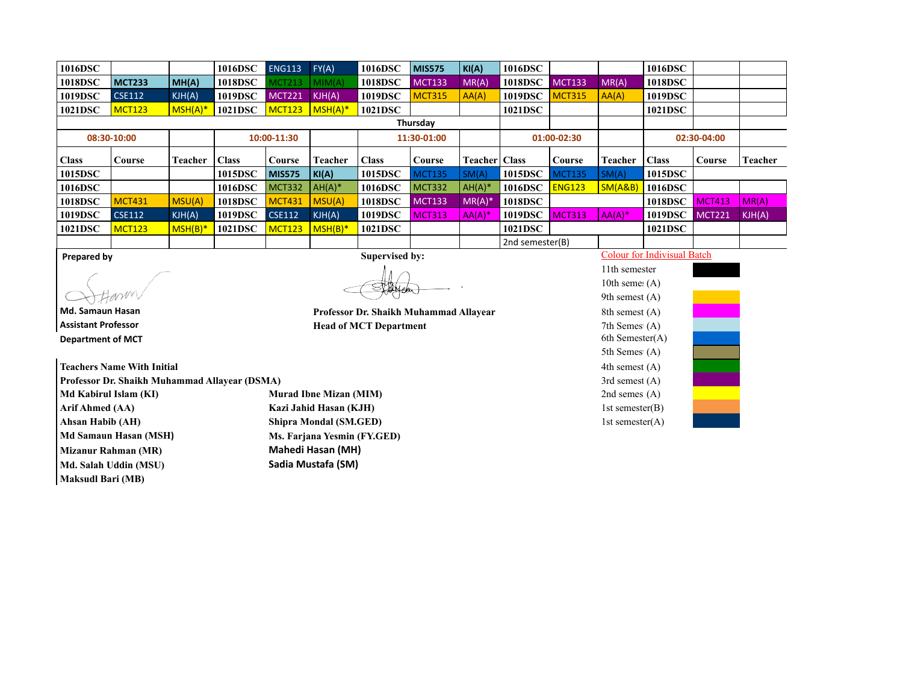| 1016DSC | | | 1016DSC | ENG113 | FY(A) | 1016DSC | MIS575 | KI(A) | 1016DSC | | | 1016DSC | | |
|---|---|---|---|---|---|---|---|---|---|---|---|---|---|---|
| 1018DSC | MCT233 | MH(A) | 1018DSC | MCT213 | MIM(A) | 1018DSC | MCT133 | MR(A) | 1018DSC | MCT133 | MR(A) | 1018DSC | | |
| 1019DSC | CSE112 | KJH(A) | 1019DSC | MCT221 | KJH(A) | 1019DSC | MCT315 | AA(A) | 1019DSC | MCT315 | AA(A) | 1019DSC | | |
| 1021DSC | MCT123 | MSH(A)* | 1021DSC | MCT123 | MSH(A)* | 1021DSC | | | 1021DSC | | | 1021DSC | | |

**Thursday**

| 08:30-10:00 | | | 10:00-11:30 | | | 11:30-01:00 | | | 01:00-02:30 | | | 02:30-04:00 | | |
|---|---|---|---|---|---|---|---|---|---|---|---|---|---|---|
| Class | Course | Teacher | Class | Course | Teacher | Class | Course | Teacher | Class | Course | Teacher | Class | Course | Teacher |
| 1015DSC | | | 1015DSC | MIS575 | KI(A) | 1015DSC | MCT135 | SM(A) | 1015DSC | MCT135 | SM(A) | 1015DSC | | |
| 1016DSC | | | 1016DSC | MCT332 | AH(A)* | 1016DSC | MCT332 | AH(A)* | 1016DSC | ENG123 | SM(A&B) | 1016DSC | | |
| 1018DSC | MCT431 | MSU(A) | 1018DSC | MCT431 | MSU(A) | 1018DSC | MCT133 | MR(A)* | 1018DSC | | | 1018DSC | MCT413 | MR(A) |
| 1019DSC | CSE112 | KJH(A) | 1019DSC | CSE112 | KJH(A) | 1019DSC | MCT313 | AA(A)* | 1019DSC | MCT313 | AA(A)* | 1019DSC | MCT221 | KJH(A) |
| 1021DSC | MCT123 | MSH(B)* | 1021DSC | MCT123 | MSH(B)* | 1021DSC | | | 1021DSC | | | 1021DSC | | |
| | | | | | | | | | 2nd semester(B) | | | | | |

**Prepared by**

Md. Samaun Hasan
Assistant Professor
Department of MCT

**Supervised by:**

**Professor Dr. Shaikh Muhammad Allayear**
**Head of MCT Department**

Colour for Indisvisual Batch

- 11th semester
- 10th semes (A)
- 9th semest (A)
- 8th semest (A)
- 7th Semes (A)
- 6th Semester(A)
- 5th Semes (A)
- 4th semest (A)
- 3rd semest (A)
- 2nd semes (A)
- 1st semester(B)
- 1st semester(A)

**Teachers Name With Initial**

**Professor Dr. Shaikh Muhammad Allayear (DSMA)**

| | |
|---|---|
| Md Kabirul Islam (KI) | Murad Ibne Mizan (MIM) |
| Arif Ahmed (AA) | Kazi Jahid Hasan (KJH) |
| Ahsan Habib (AH) | Shipra Mondal (SM.GED) |
| Md Samaun Hasan (MSH) | Ms. Farjana Yesmin (FY.GED) |
| Mizanur Rahman (MR) | Mahedi Hasan (MH) |
| Md. Salah Uddin (MSU) | Sadia Mustafa (SM) |
| Maksudl Bari (MB) | |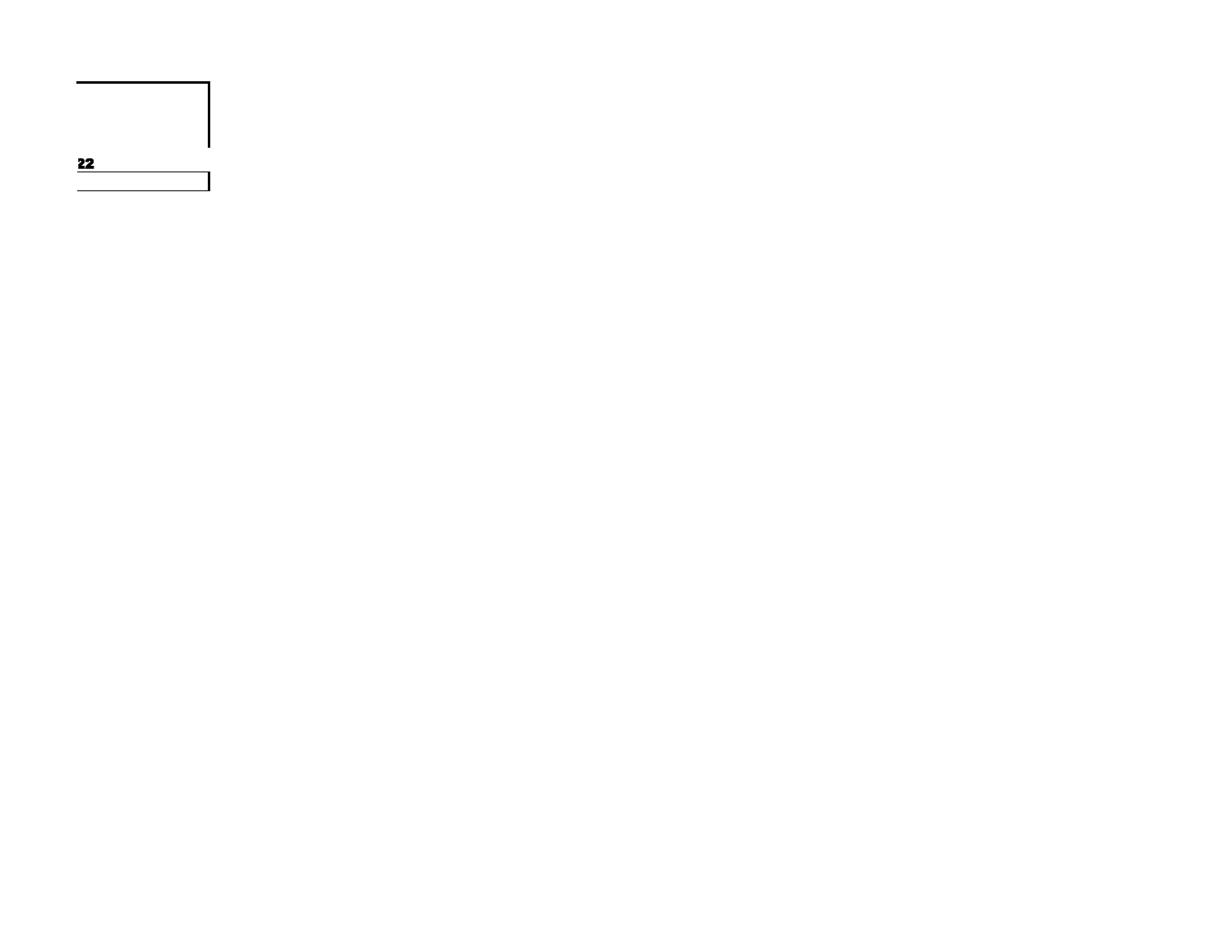22